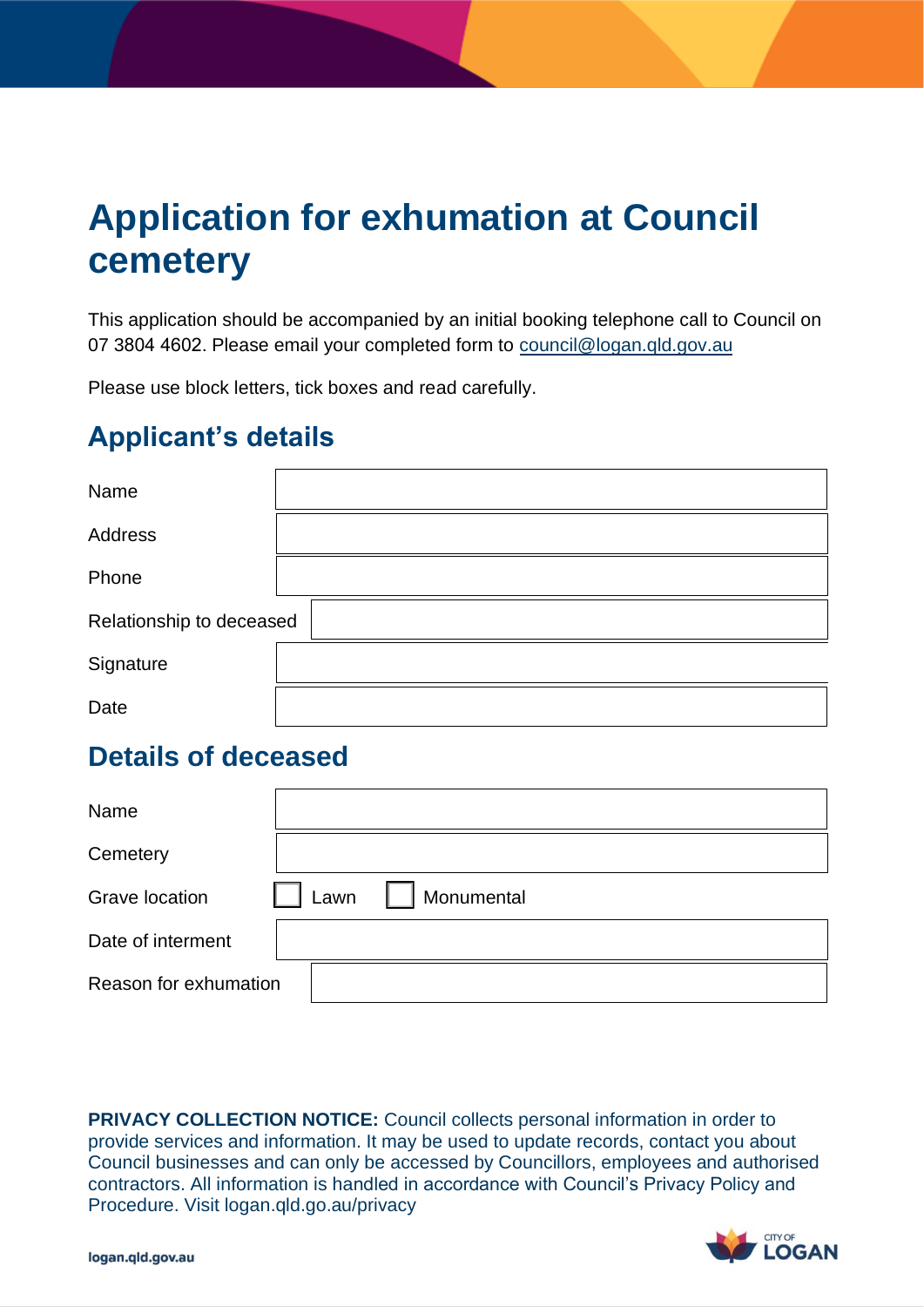# Application for exhumation at Council cemetery

This application should be accompanied by an initial booking telephone call to Council on 07 3804 4602. Please email your completed form to council@logan.qld.gov.au

Please use block letters, tick boxes and read carefully.

## Applicant's details

| | |
|---|---|
| Name | |
| Address | |
| Phone | |
| Relationship to deceased | |
| Signature | |
| Date | |

## Details of deceased

| | |
|---|---|
| Name | |
| Cemetery | |
| Grave location | ☐ Lawn ☐ Monumental |
| Date of interment | |
| Reason for exhumation | |

**PRIVACY COLLECTION NOTICE:** Council collects personal information in order to provide services and information. It may be used to update records, contact you about Council businesses and can only be accessed by Councillors, employees and authorised contractors. All information is handled in accordance with Council's Privacy Policy and Procedure. Visit logan.qld.go.au/privacy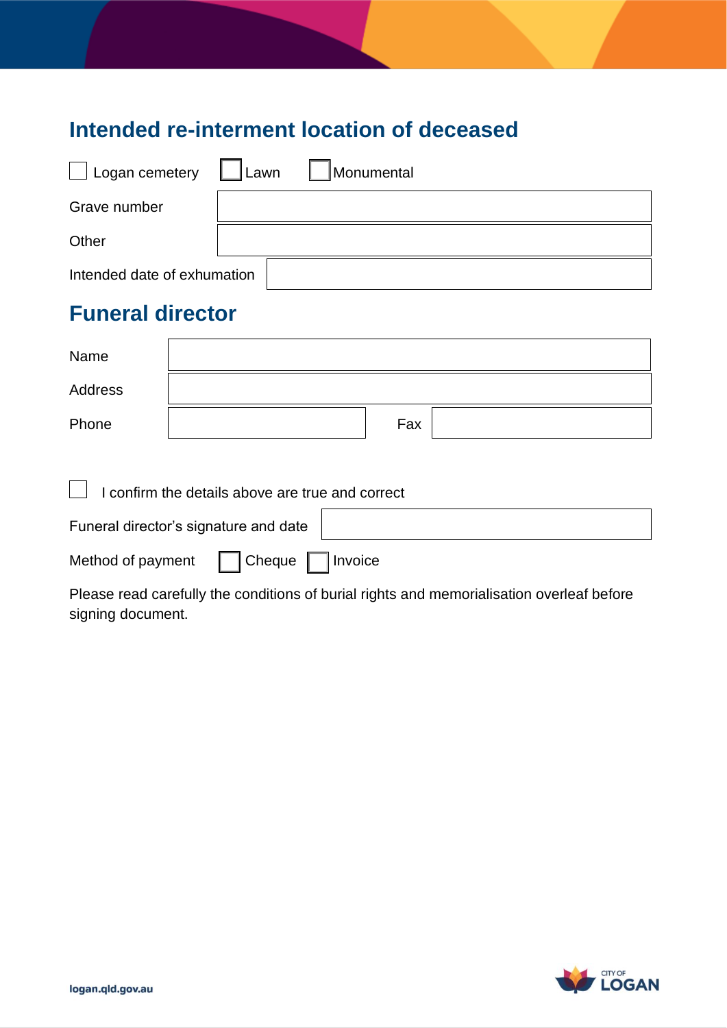## Intended re-interment location of deceased

☐ Logan cemetery ☐ Lawn ☐ Monumental

| | |
|---|---|
| Grave number | |
| Other | |
| Intended date of exhumation | |

## Funeral director

| | | | |
|---|---|---|---|
| Name | | | |
| Address | | | |
| Phone | | Fax | |

☐ I confirm the details above are true and correct

| | |
|---|---|
| Funeral director's signature and date | |

Method of payment ☐ Cheque ☐ Invoice

Please read carefully the conditions of burial rights and memorialisation overleaf before signing document.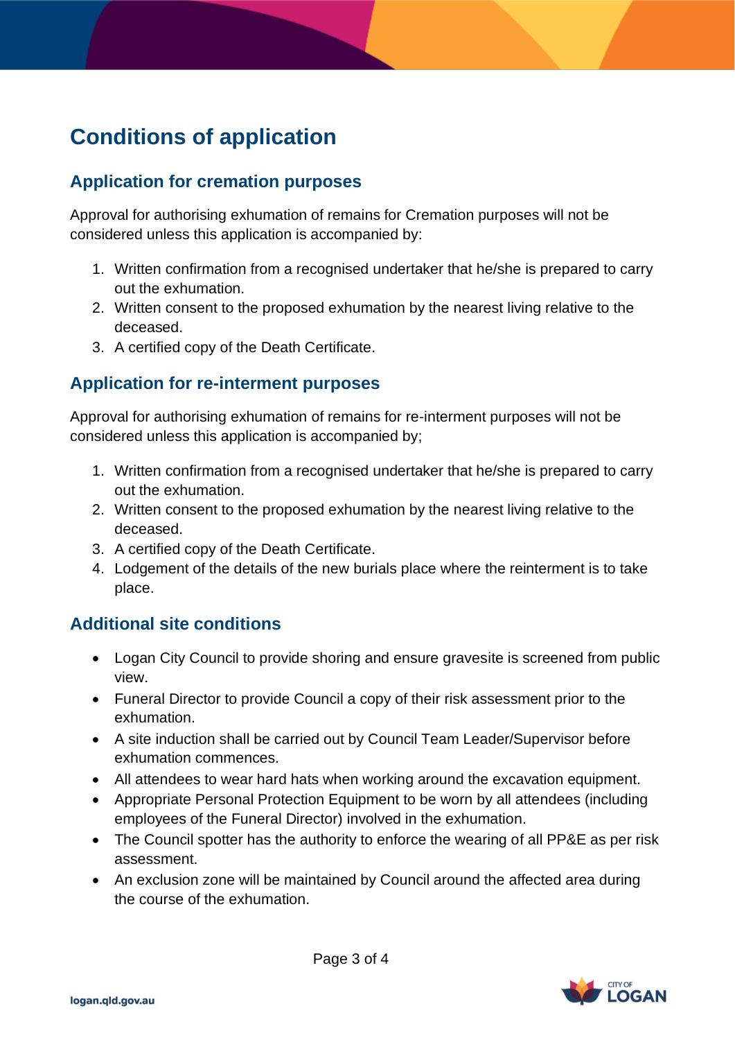# Conditions of application

## Application for cremation purposes

Approval for authorising exhumation of remains for Cremation purposes will not be considered unless this application is accompanied by:

1. Written confirmation from a recognised undertaker that he/she is prepared to carry out the exhumation.
2. Written consent to the proposed exhumation by the nearest living relative to the deceased.
3. A certified copy of the Death Certificate.

## Application for re-interment purposes

Approval for authorising exhumation of remains for re-interment purposes will not be considered unless this application is accompanied by;

1. Written confirmation from a recognised undertaker that he/she is prepared to carry out the exhumation.
2. Written consent to the proposed exhumation by the nearest living relative to the deceased.
3. A certified copy of the Death Certificate.
4. Lodgement of the details of the new burials place where the reinterment is to take place.

## Additional site conditions

- Logan City Council to provide shoring and ensure gravesite is screened from public view.
- Funeral Director to provide Council a copy of their risk assessment prior to the exhumation.
- A site induction shall be carried out by Council Team Leader/Supervisor before exhumation commences.
- All attendees to wear hard hats when working around the excavation equipment.
- Appropriate Personal Protection Equipment to be worn by all attendees (including employees of the Funeral Director) involved in the exhumation.
- The Council spotter has the authority to enforce the wearing of all PP&E as per risk assessment.
- An exclusion zone will be maintained by Council around the affected area during the course of the exhumation.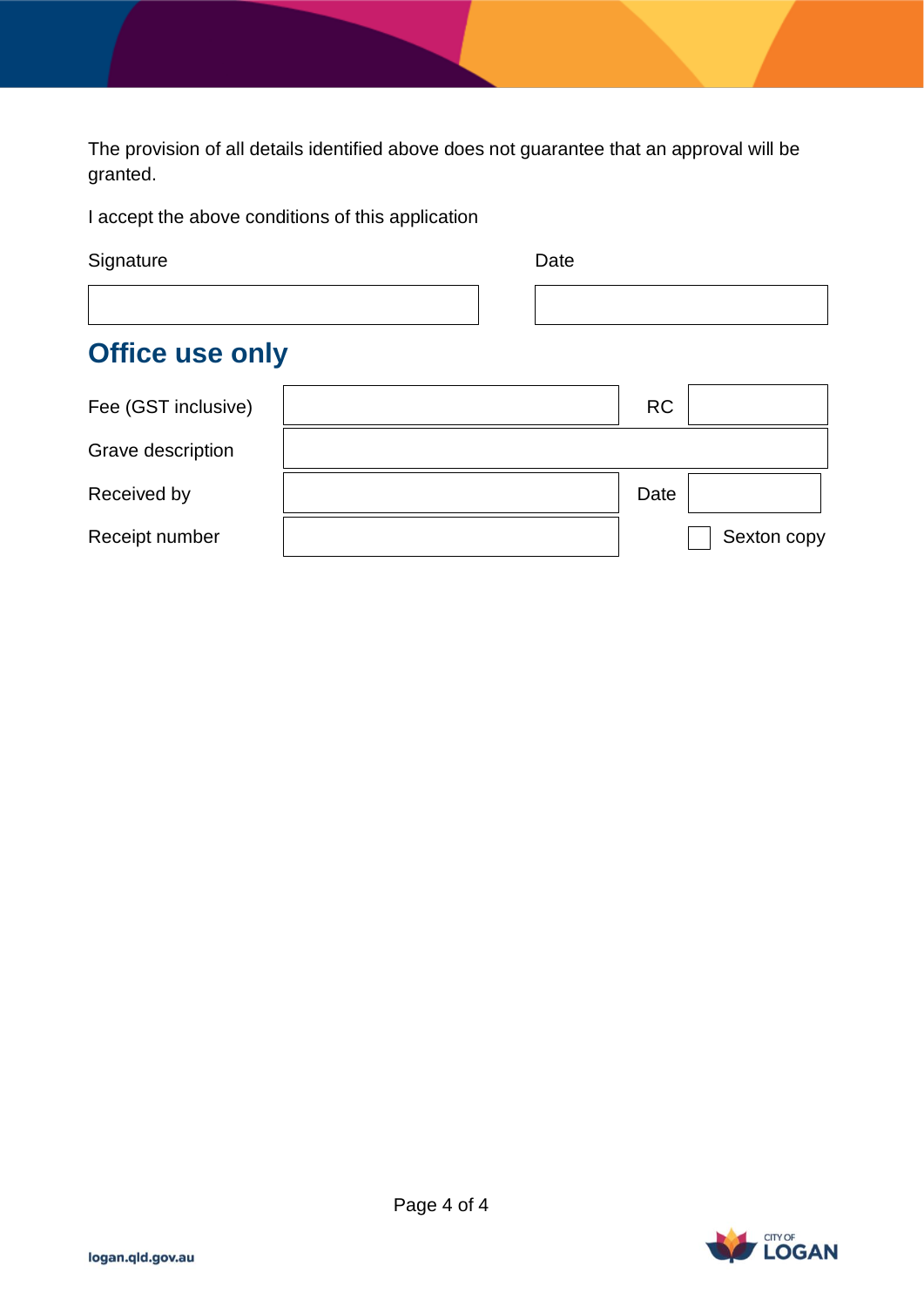The provision of all details identified above does not guarantee that an approval will be granted.

I accept the above conditions of this application

| Signature | Date |
| --- | --- |
| | |

## Office use only

| | | | |
| --- | --- | --- | --- |
| Fee (GST inclusive) | | RC | |
| Grave description | | | |
| Received by | | Date | |
| Receipt number | | | ☐ Sexton copy |

logan.qld.gov.au